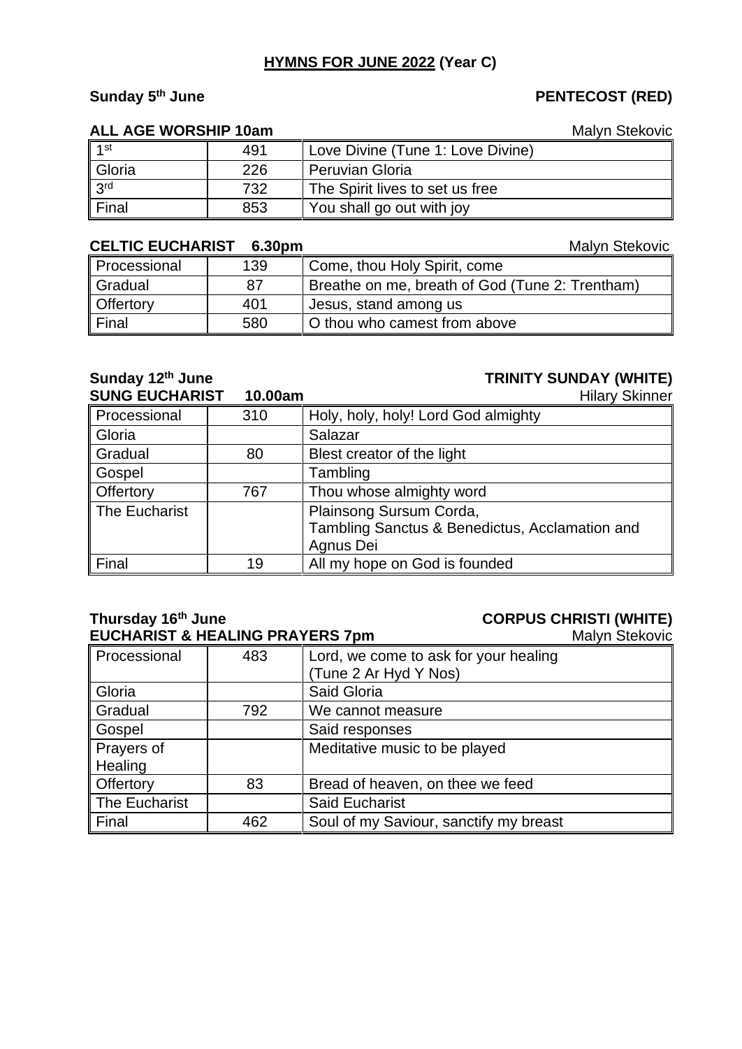# HYMNS FOR JUNE 2022 (Year C)

**Sunday 5th June** **PENTECOST (RED)**

**ALL AGE WORSHIP 10am** Malyn Stekovic

| | | |
|---|---|---|
| 1st | 491 | Love Divine (Tune 1: Love Divine) |
| Gloria | 226 | Peruvian Gloria |
| 3rd | 732 | The Spirit lives to set us free |
| Final | 853 | You shall go out with joy |

**CELTIC EUCHARIST 6.30pm** Malyn Stekovic

| | | |
|---|---|---|
| Processional | 139 | Come, thou Holy Spirit, come |
| Gradual | 87 | Breathe on me, breath of God (Tune 2: Trentham) |
| Offertory | 401 | Jesus, stand among us |
| Final | 580 | O thou who camest from above |

**Sunday 12th June** **TRINITY SUNDAY (WHITE)**

**SUNG EUCHARIST 10.00am** Hilary Skinner

| | | |
|---|---|---|
| Processional | 310 | Holy, holy, holy! Lord God almighty |
| Gloria | | Salazar |
| Gradual | 80 | Blest creator of the light |
| Gospel | | Tambling |
| Offertory | 767 | Thou whose almighty word |
| The Eucharist | | Plainsong Sursum Corda, Tambling Sanctus & Benedictus, Acclamation and Agnus Dei |
| Final | 19 | All my hope on God is founded |

**Thursday 16th June** **CORPUS CHRISTI (WHITE)**

**EUCHARIST & HEALING PRAYERS 7pm** Malyn Stekovic

| | | |
|---|---|---|
| Processional | 483 | Lord, we come to ask for your healing (Tune 2 Ar Hyd Y Nos) |
| Gloria | | Said Gloria |
| Gradual | 792 | We cannot measure |
| Gospel | | Said responses |
| Prayers of Healing | | Meditative music to be played |
| Offertory | 83 | Bread of heaven, on thee we feed |
| The Eucharist | | Said Eucharist |
| Final | 462 | Soul of my Saviour, sanctify my breast |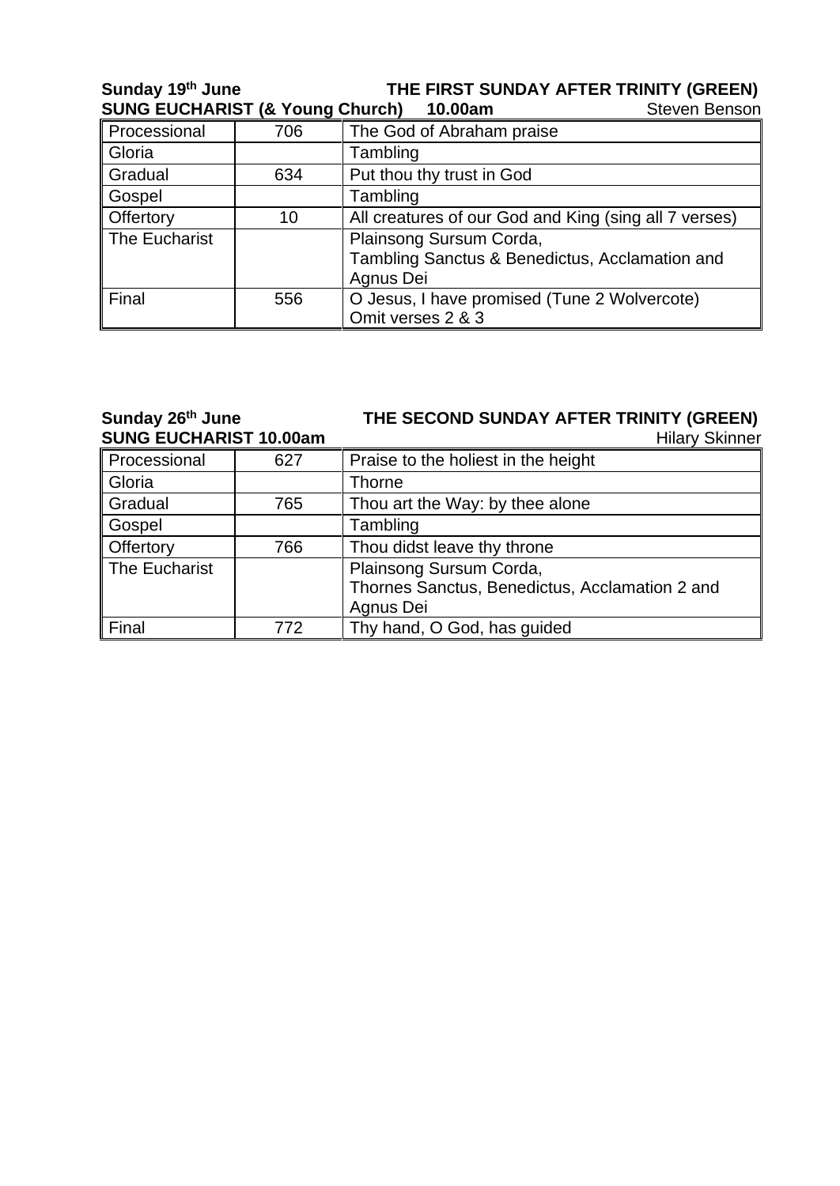**Sunday 19th June** **THE FIRST SUNDAY AFTER TRINITY (GREEN)**

**SUNG EUCHARIST (& Young Church) 10.00am** Steven Benson

| | | |
|---|---|---|
| Processional | 706 | The God of Abraham praise |
| Gloria | | Tambling |
| Gradual | 634 | Put thou thy trust in God |
| Gospel | | Tambling |
| Offertory | 10 | All creatures of our God and King (sing all 7 verses) |
| The Eucharist | | Plainsong Sursum Corda, Tambling Sanctus & Benedictus, Acclamation and Agnus Dei |
| Final | 556 | O Jesus, I have promised (Tune 2 Wolvercote) Omit verses 2 & 3 |

**Sunday 26th June** **THE SECOND SUNDAY AFTER TRINITY (GREEN)**

**SUNG EUCHARIST 10.00am** Hilary Skinner

| | | |
|---|---|---|
| Processional | 627 | Praise to the holiest in the height |
| Gloria | | Thorne |
| Gradual | 765 | Thou art the Way: by thee alone |
| Gospel | | Tambling |
| Offertory | 766 | Thou didst leave thy throne |
| The Eucharist | | Plainsong Sursum Corda, Thornes Sanctus, Benedictus, Acclamation 2 and Agnus Dei |
| Final | 772 | Thy hand, O God, has guided |